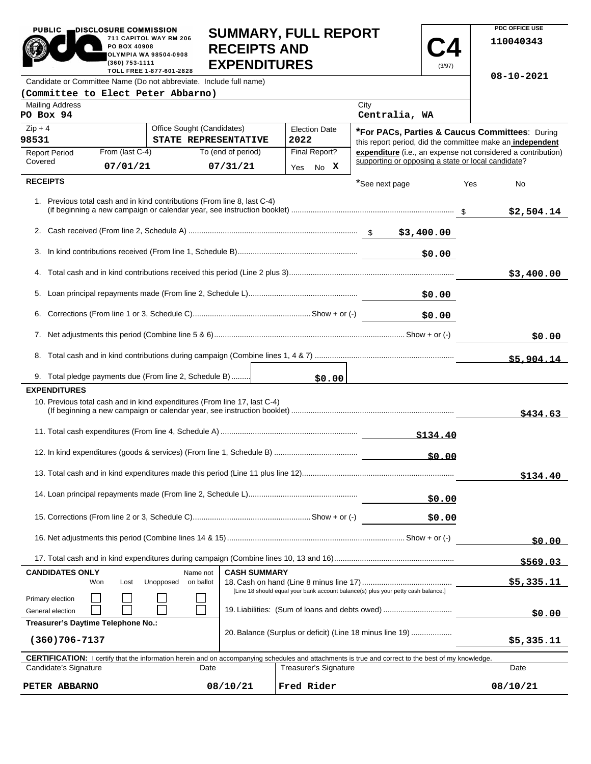PUBLIC DISCLOSURE COMMISSION
711 CAPITOL WAY RM 206
PO BOX 40908
OLYMPIA WA 98504-0908
(360) 753-1111
TOLL FREE 1-877-601-2828

# SUMMARY, FULL REPORT RECEIPTS AND EXPENDITURES

**C4** (3/97)

PDC OFFICE USE
110040343
08-10-2021

Candidate or Committee Name (Do not abbreviate. Include full name)
**(Committee to Elect Peter Abbarno)**

| Mailing Address | City |
|---|---|
| PO Box 94 | Centralia, WA |

| Zip + 4 | Office Sought (Candidates) | Election Date |
|---|---|---|
| 98531 | STATE REPRESENTATIVE | 2022 |

| Report Period Covered | From (last C-4) | To (end of period) | Final Report? |
|---|---|---|---|
| | 07/01/21 | 07/31/21 | Yes No X |

**\*For PACs, Parties & Caucus Committees**: During this report period, did the committee make an **independent expenditure** (i.e., an expense not considered a contribution) supporting or opposing a state or local candidate?

*See next page Yes No

## RECEIPTS

| Line | Description | Amount | Total |
|---|---|---|---|
| 1. | Previous total cash and in kind contributions (From line 8, last C-4) (if beginning a new campaign or calendar year, see instruction booklet) | | $2,504.14 |
| 2. | Cash received (From line 2, Schedule A) | $3,400.00 | |
| 3. | In kind contributions received (From line 1, Schedule B) | $0.00 | |
| 4. | Total cash and in kind contributions received this period (Line 2 plus 3) | | $3,400.00 |
| 5. | Loan principal repayments made (From line 2, Schedule L) | $0.00 | |
| 6. | Corrections (From line 1 or 3, Schedule C) Show + or (-) | $0.00 | |
| 7. | Net adjustments this period (Combine line 5 & 6) Show + or (-) | | $0.00 |
| 8. | Total cash and in kind contributions during campaign (Combine lines 1, 4 & 7) | | $5,904.14 |
| 9. | Total pledge payments due (From line 2, Schedule B) | $0.00 | |

## EXPENDITURES

| Line | Description | Amount | Total |
|---|---|---|---|
| 10. | Previous total cash and in kind expenditures (From line 17, last C-4) (If beginning a new campaign or calendar year, see instruction booklet) | | $434.63 |
| 11. | Total cash expenditures (From line 4, Schedule A) | $134.40 | |
| 12. | In kind expenditures (goods & services) (From line 1, Schedule B) | $0.00 | |
| 13. | Total cash and in kind expenditures made this period (Line 11 plus line 12) | | $134.40 |
| 14. | Loan principal repayments made (From line 2, Schedule L) | $0.00 | |
| 15. | Corrections (From line 2 or 3, Schedule C) Show + or (-) | $0.00 | |
| 16. | Net adjustments this period (Combine lines 14 & 15) Show + or (-) | | $0.00 |
| 17. | Total cash and in kind expenditures during campaign (Combine lines 10, 13 and 16) | | $569.03 |

**CANDIDATES ONLY**

| | Won | Lost | Unopposed | Name not on ballot |
|---|---|---|---|---|
| Primary election | ☐ | ☐ | ☐ | ☐ |
| General election | ☐ | ☐ | ☐ | ☐ |

**Treasurer's Daytime Telephone No.:** (360)706-7137

**CASH SUMMARY**

| Line | Description | Amount |
|---|---|---|
| 18. | Cash on hand (Line 8 minus line 17) [Line 18 should equal your bank account balance(s) plus your petty cash balance.] | $5,335.11 |
| 19. | Liabilities: (Sum of loans and debts owed) | $0.00 |
| 20. | Balance (Surplus or deficit) (Line 18 minus line 19) | $5,335.11 |

**CERTIFICATION:** I certify that the information herein and on accompanying schedules and attachments is true and correct to the best of my knowledge.

| Candidate's Signature | Date | Treasurer's Signature | Date |
|---|---|---|---|
| PETER ABBARNO | 08/10/21 | Fred Rider | 08/10/21 |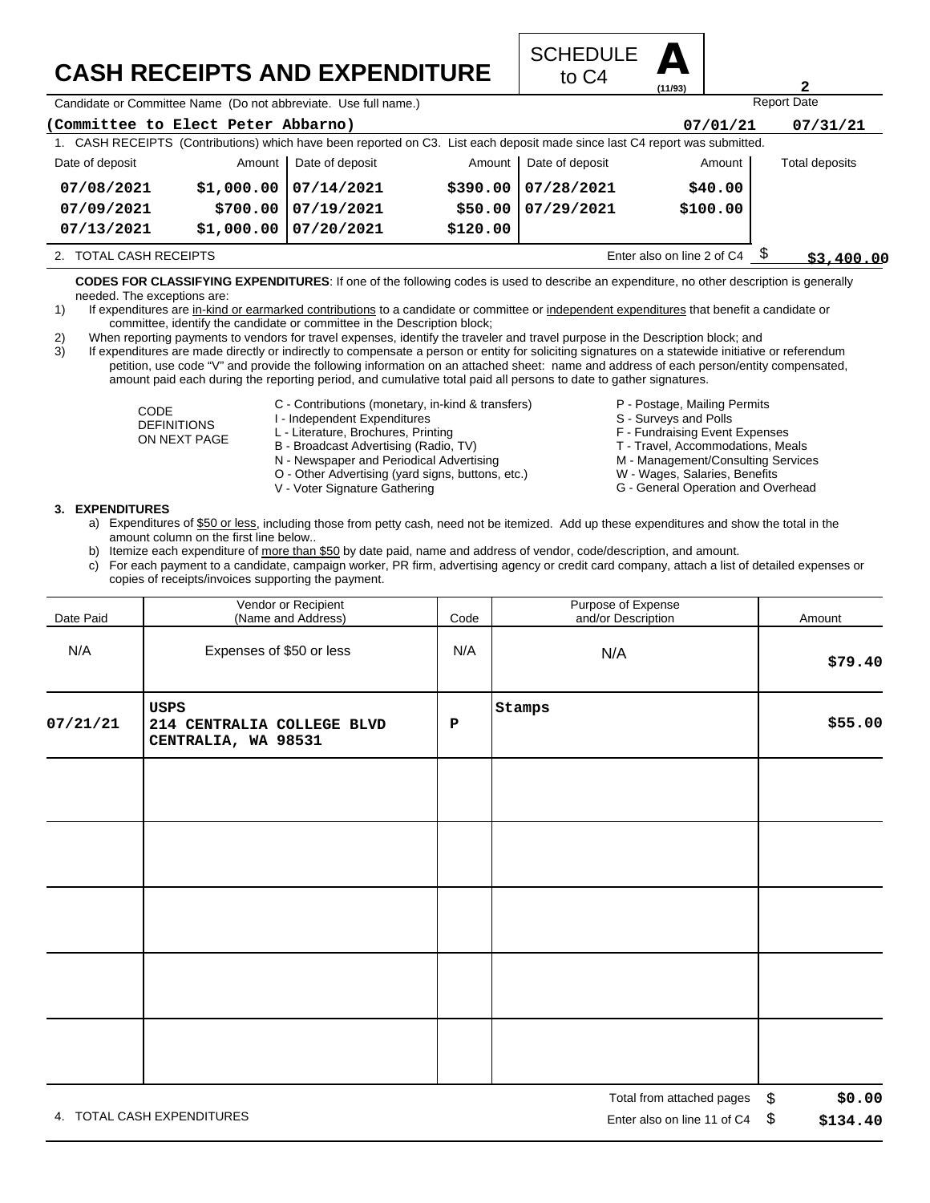# CASH RECEIPTS AND EXPENDITURE

SCHEDULE **A** to C4 (11/93)

Candidate or Committee Name (Do not abbreviate. Use full name.)

**(Committee to Elect Peter Abbarno)**

Report Date: **07/01/21** **07/31/21**

1. CASH RECEIPTS (Contributions) which have been reported on C3. List each deposit made since last C4 report was submitted.

| Date of deposit | Amount | Date of deposit | Amount | Date of deposit | Amount | Total deposits |
|---|---|---|---|---|---|---|
| 07/08/2021 | $1,000.00 | 07/14/2021 | $390.00 | 07/28/2021 | $40.00 | |
| 07/09/2021 | $700.00 | 07/19/2021 | $50.00 | 07/29/2021 | $100.00 | |
| 07/13/2021 | $1,000.00 | 07/20/2021 | $120.00 | | | |

2. TOTAL CASH RECEIPTS — Enter also on line 2 of C4 $ **$3,400.00**

**CODES FOR CLASSIFYING EXPENDITURES**: If one of the following codes is used to describe an expenditure, no other description is generally needed. The exceptions are:

1) If expenditures are in-kind or earmarked contributions to a candidate or committee or independent expenditures that benefit a candidate or committee, identify the candidate or committee in the Description block;
2) When reporting payments to vendors for travel expenses, identify the traveler and travel purpose in the Description block; and
3) If expenditures are made directly or indirectly to compensate a person or entity for soliciting signatures on a statewide initiative or referendum petition, use code "V" and provide the following information on an attached sheet: name and address of each person/entity compensated, amount paid each during the reporting period, and cumulative total paid all persons to date to gather signatures.

CODE DEFINITIONS ON NEXT PAGE

- C - Contributions (monetary, in-kind & transfers)
- I - Independent Expenditures
- L - Literature, Brochures, Printing
- B - Broadcast Advertising (Radio, TV)
- N - Newspaper and Periodical Advertising
- O - Other Advertising (yard signs, buttons, etc.)
- V - Voter Signature Gathering
- P - Postage, Mailing Permits
- S - Surveys and Polls
- F - Fundraising Event Expenses
- T - Travel, Accommodations, Meals
- M - Management/Consulting Services
- W - Wages, Salaries, Benefits
- G - General Operation and Overhead

**3. EXPENDITURES**

a) Expenditures of $50 or less, including those from petty cash, need not be itemized. Add up these expenditures and show the total in the amount column on the first line below..
b) Itemize each expenditure of more than $50 by date paid, name and address of vendor, code/description, and amount.
c) For each payment to a candidate, campaign worker, PR firm, advertising agency or credit card company, attach a list of detailed expenses or copies of receipts/invoices supporting the payment.

| Date Paid | Vendor or Recipient (Name and Address) | Code | Purpose of Expense and/or Description | Amount |
|---|---|---|---|---|
| N/A | Expenses of $50 or less | N/A | N/A | $79.40 |
| 07/21/21 | USPS<br>214 CENTRALIA COLLEGE BLVD<br>CENTRALIA, WA 98531 | P | Stamps | $55.00 |
| | | | | |
| | | | | |
| | | | | |
| | | | | |
| | | | | |

Total from attached pages $ **$0.00**

4. TOTAL CASH EXPENDITURES — Enter also on line 11 of C4 $ **$134.40**